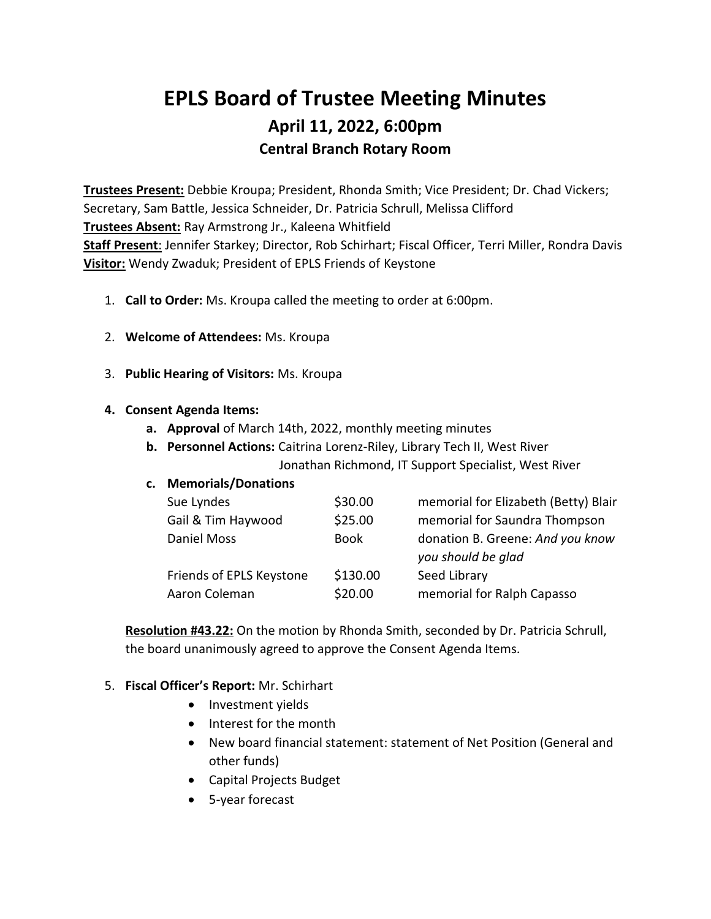# EPLS Board of Trustee Meeting Minutes

## April 11, 2022, 6:00pm

### Central Branch Rotary Room

**Trustees Present:** Debbie Kroupa; President, Rhonda Smith; Vice President; Dr. Chad Vickers; Secretary, Sam Battle, Jessica Schneider, Dr. Patricia Schrull, Melissa Clifford
**Trustees Absent:** Ray Armstrong Jr., Kaleena Whitfield
**Staff Present**: Jennifer Starkey; Director, Rob Schirhart; Fiscal Officer, Terri Miller, Rondra Davis
**Visitor:** Wendy Zwaduk; President of EPLS Friends of Keystone

1. **Call to Order:** Ms. Kroupa called the meeting to order at 6:00pm.

2. **Welcome of Attendees:** Ms. Kroupa

3. **Public Hearing of Visitors:** Ms. Kroupa

4. **Consent Agenda Items:**
   a. **Approval** of March 14th, 2022, monthly meeting minutes
   b. **Personnel Actions:** Caitrina Lorenz-Riley, Library Tech II, West River
      Jonathan Richmond, IT Support Specialist, West River
   c. **Memorials/Donations**

| | | |
|---|---|---|
| Sue Lyndes | $30.00 | memorial for Elizabeth (Betty) Blair |
| Gail & Tim Haywood | $25.00 | memorial for Saundra Thompson |
| Daniel Moss | Book | donation B. Greene: *And you know you should be glad* |
| Friends of EPLS Keystone | $130.00 | Seed Library |
| Aaron Coleman | $20.00 | memorial for Ralph Capasso |

**Resolution #43.22:** On the motion by Rhonda Smith, seconded by Dr. Patricia Schrull, the board unanimously agreed to approve the Consent Agenda Items.

5. **Fiscal Officer's Report:** Mr. Schirhart
   - Investment yields
   - Interest for the month
   - New board financial statement: statement of Net Position (General and other funds)
   - Capital Projects Budget
   - 5-year forecast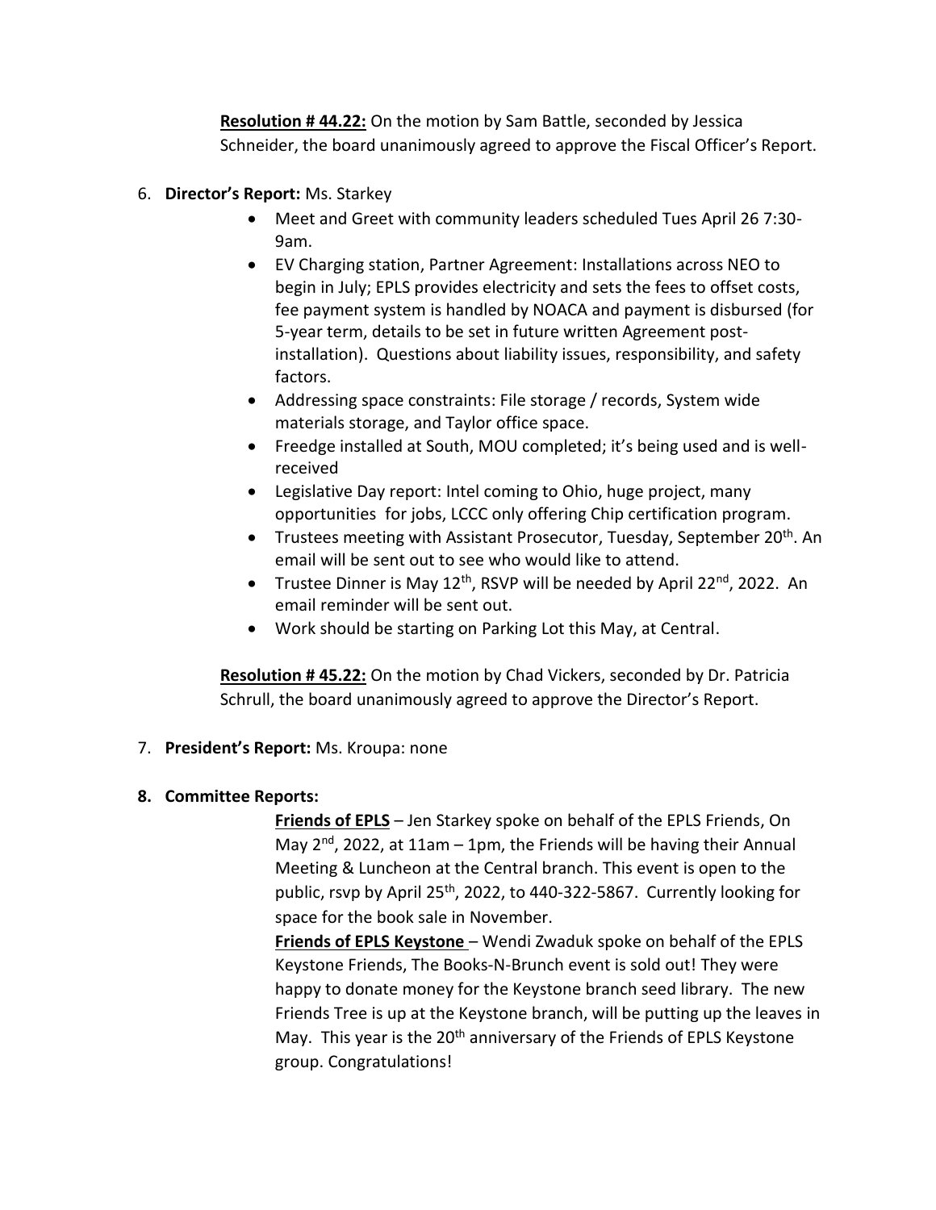**Resolution # 44.22:** On the motion by Sam Battle, seconded by Jessica Schneider, the board unanimously agreed to approve the Fiscal Officer's Report.

6. **Director's Report:** Ms. Starkey
   - Meet and Greet with community leaders scheduled Tues April 26 7:30-9am.
   - EV Charging station, Partner Agreement: Installations across NEO to begin in July; EPLS provides electricity and sets the fees to offset costs, fee payment system is handled by NOACA and payment is disbursed (for 5-year term, details to be set in future written Agreement post-installation). Questions about liability issues, responsibility, and safety factors.
   - Addressing space constraints: File storage / records, System wide materials storage, and Taylor office space.
   - Freedge installed at South, MOU completed; it's being used and is well-received
   - Legislative Day report: Intel coming to Ohio, huge project, many opportunities for jobs, LCCC only offering Chip certification program.
   - Trustees meeting with Assistant Prosecutor, Tuesday, September 20th. An email will be sent out to see who would like to attend.
   - Trustee Dinner is May 12th, RSVP will be needed by April 22nd, 2022. An email reminder will be sent out.
   - Work should be starting on Parking Lot this May, at Central.

   **Resolution # 45.22:** On the motion by Chad Vickers, seconded by Dr. Patricia Schrull, the board unanimously agreed to approve the Director's Report.

7. **President's Report:** Ms. Kroupa: none

8. **Committee Reports:**

   **Friends of EPLS** – Jen Starkey spoke on behalf of the EPLS Friends, On May 2nd, 2022, at 11am – 1pm, the Friends will be having their Annual Meeting & Luncheon at the Central branch. This event is open to the public, rsvp by April 25th, 2022, to 440-322-5867. Currently looking for space for the book sale in November.

   **Friends of EPLS Keystone** – Wendi Zwaduk spoke on behalf of the EPLS Keystone Friends, The Books-N-Brunch event is sold out! They were happy to donate money for the Keystone branch seed library. The new Friends Tree is up at the Keystone branch, will be putting up the leaves in May. This year is the 20th anniversary of the Friends of EPLS Keystone group. Congratulations!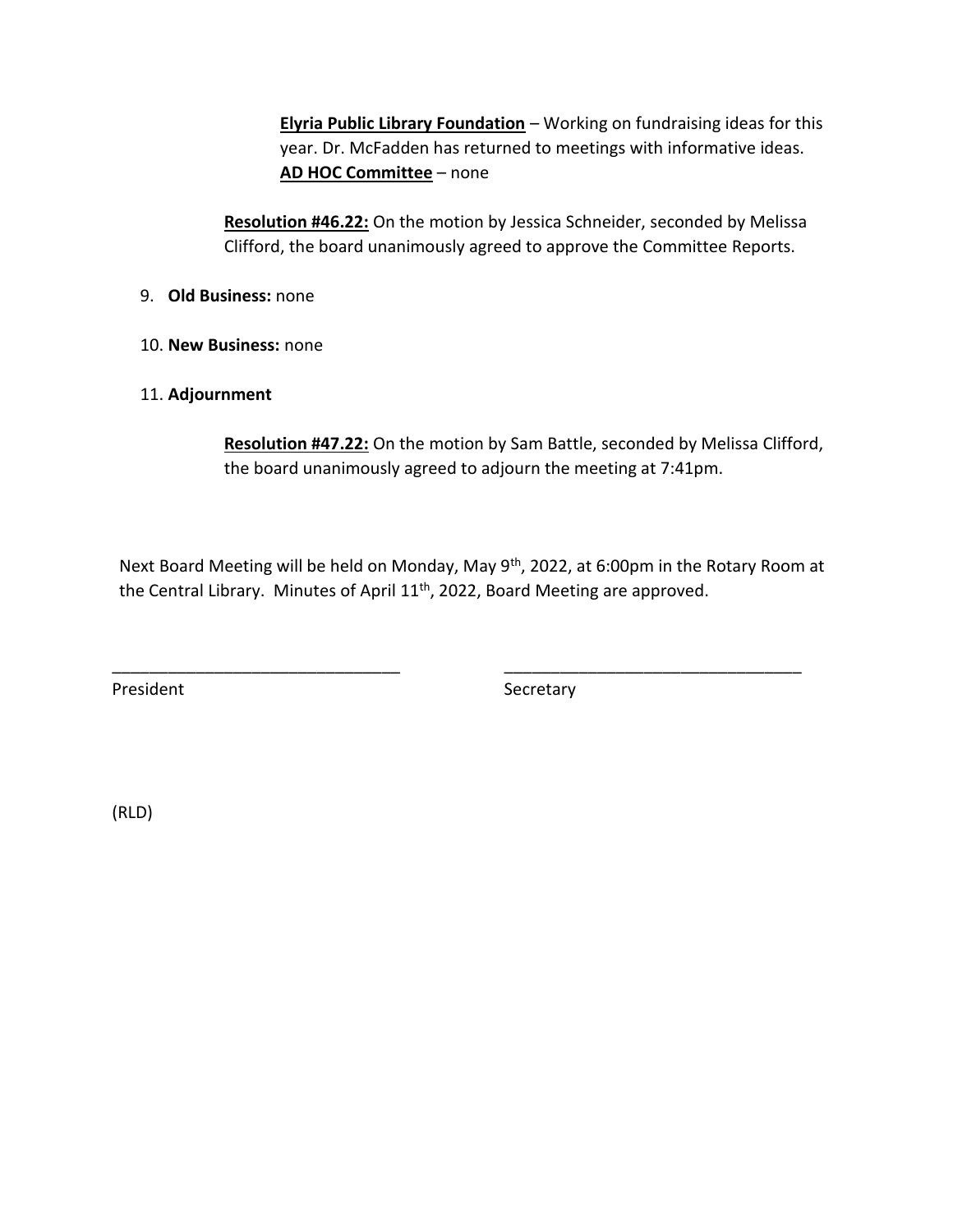**<u>Elyria Public Library Foundation</u>** – Working on fundraising ideas for this year. Dr. McFadden has returned to meetings with informative ideas.
**<u>AD HOC Committee</u>** – none

**<u>Resolution #46.22:</u>** On the motion by Jessica Schneider, seconded by Melissa Clifford, the board unanimously agreed to approve the Committee Reports.

9. **Old Business:** none

10. **New Business:** none

11. **Adjournment**

**<u>Resolution #47.22:</u>** On the motion by Sam Battle, seconded by Melissa Clifford, the board unanimously agreed to adjourn the meeting at 7:41pm.

Next Board Meeting will be held on Monday, May 9th, 2022, at 6:00pm in the Rotary Room at the Central Library. Minutes of April 11th, 2022, Board Meeting are approved.

_______________________________ _________________________________
President Secretary

(RLD)